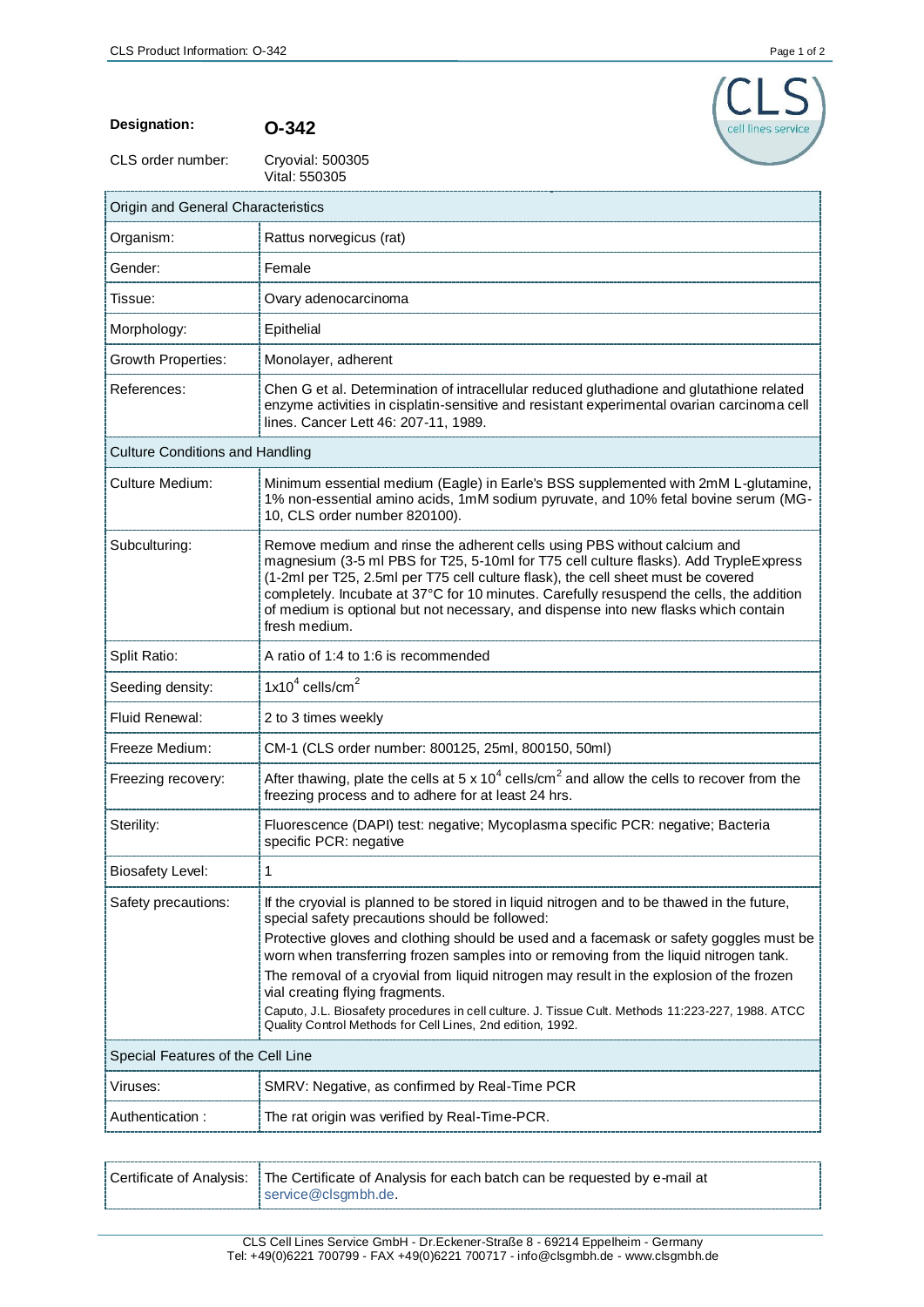**Designation:** **O-342**

CLS order number: Cryovial: 500305
Vital: 550305

| Origin and General Characteristics | |
|---|---|
| Organism: | Rattus norvegicus (rat) |
| Gender: | Female |
| Tissue: | Ovary adenocarcinoma |
| Morphology: | Epithelial |
| Growth Properties: | Monolayer, adherent |
| References: | Chen G et al. Determination of intracellular reduced gluthadione and glutathione related enzyme activities in cisplatin-sensitive and resistant experimental ovarian carcinoma cell lines. Cancer Lett 46: 207-11, 1989. |
| **Culture Conditions and Handling** | |
| Culture Medium: | Minimum essential medium (Eagle) in Earle's BSS supplemented with 2mM L-glutamine, 1% non-essential amino acids, 1mM sodium pyruvate, and 10% fetal bovine serum (MG-10, CLS order number 820100). |
| Subculturing: | Remove medium and rinse the adherent cells using PBS without calcium and magnesium (3-5 ml PBS for T25, 5-10ml for T75 cell culture flasks). Add TrypleExpress (1-2ml per T25, 2.5ml per T75 cell culture flask), the cell sheet must be covered completely. Incubate at 37°C for 10 minutes. Carefully resuspend the cells, the addition of medium is optional but not necessary, and dispense into new flasks which contain fresh medium. |
| Split Ratio: | A ratio of 1:4 to 1:6 is recommended |
| Seeding density: | $1x10^4$ cells/$cm^2$ |
| Fluid Renewal: | 2 to 3 times weekly |
| Freeze Medium: | CM-1 (CLS order number: 800125, 25ml, 800150, 50ml) |
| Freezing recovery: | After thawing, plate the cells at $5 \times 10^4$ cells/$cm^2$ and allow the cells to recover from the freezing process and to adhere for at least 24 hrs. |
| Sterility: | Fluorescence (DAPI) test: negative; Mycoplasma specific PCR: negative; Bacteria specific PCR: negative |
| Biosafety Level: | 1 |
| Safety precautions: | If the cryovial is planned to be stored in liquid nitrogen and to be thawed in the future, special safety precautions should be followed:<br>Protective gloves and clothing should be used and a facemask or safety goggles must be worn when transferring frozen samples into or removing from the liquid nitrogen tank.<br>The removal of a cryovial from liquid nitrogen may result in the explosion of the frozen vial creating flying fragments.<br>Caputo, J.L. Biosafety procedures in cell culture. J. Tissue Cult. Methods 11:223-227, 1988. ATCC Quality Control Methods for Cell Lines, 2nd edition, 1992. |
| **Special Features of the Cell Line** | |
| Viruses: | SMRV: Negative, as confirmed by Real-Time PCR |
| Authentication : | The rat origin was verified by Real-Time-PCR. |

| Certificate of Analysis: | The Certificate of Analysis for each batch can be requested by e-mail at service@clsgmbh.de. |
|---|---|

CLS Cell Lines Service GmbH - Dr.Eckener-Straße 8 - 69214 Eppelheim - Germany
Tel: +49(0)6221 700799 - FAX +49(0)6221 700717 - info@clsgmbh.de - www.clsgmbh.de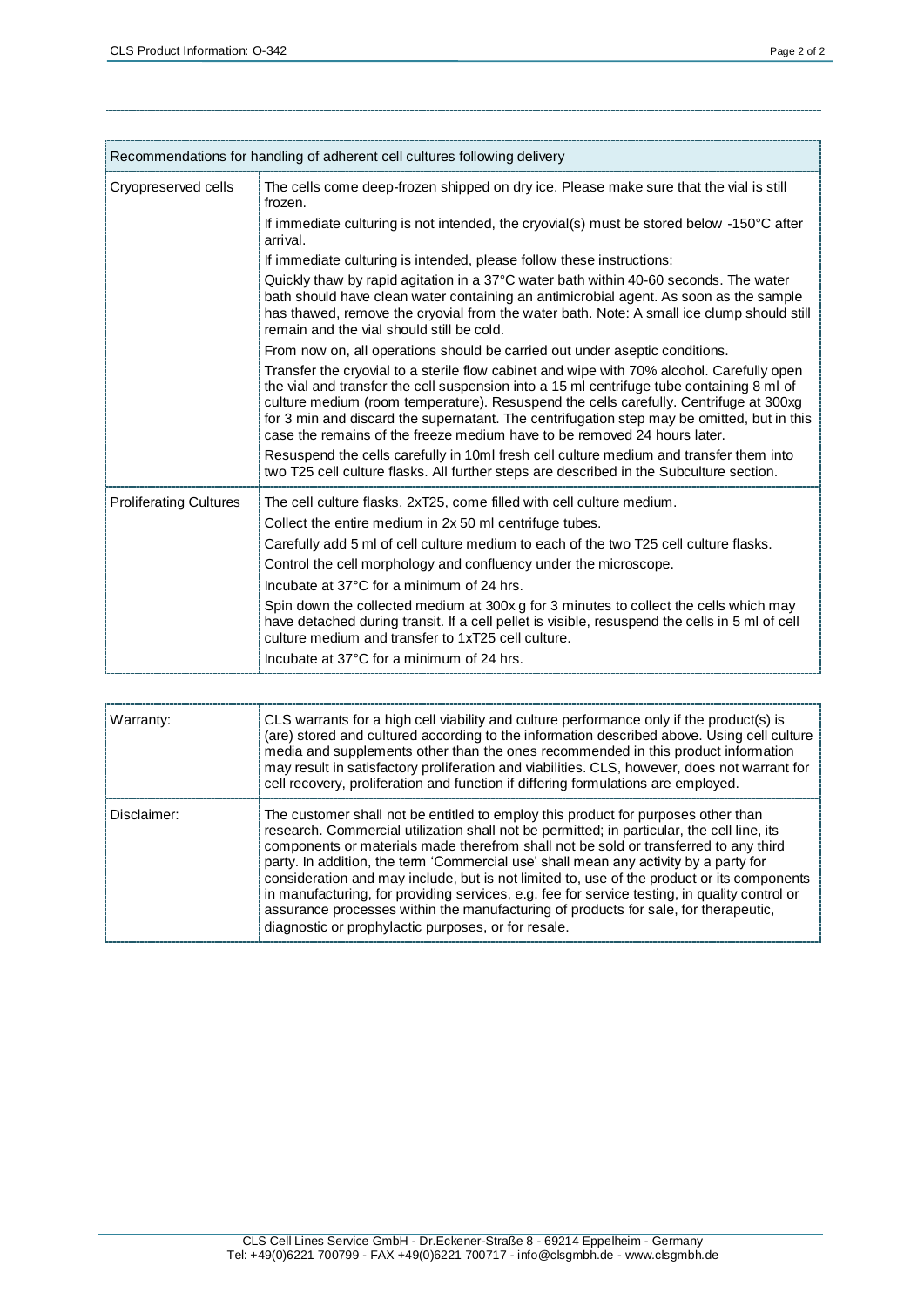| Recommendations for handling of adherent cell cultures following delivery | |
|---|---|
| Cryopreserved cells | The cells come deep-frozen shipped on dry ice. Please make sure that the vial is still frozen.<br>If immediate culturing is not intended, the cryovial(s) must be stored below -150°C after arrival.<br>If immediate culturing is intended, please follow these instructions:<br>Quickly thaw by rapid agitation in a 37°C water bath within 40-60 seconds. The water bath should have clean water containing an antimicrobial agent. As soon as the sample has thawed, remove the cryovial from the water bath. Note: A small ice clump should still remain and the vial should still be cold.<br>From now on, all operations should be carried out under aseptic conditions.<br>Transfer the cryovial to a sterile flow cabinet and wipe with 70% alcohol. Carefully open the vial and transfer the cell suspension into a 15 ml centrifuge tube containing 8 ml of culture medium (room temperature). Resuspend the cells carefully. Centrifuge at 300xg for 3 min and discard the supernatant. The centrifugation step may be omitted, but in this case the remains of the freeze medium have to be removed 24 hours later.<br>Resuspend the cells carefully in 10ml fresh cell culture medium and transfer them into two T25 cell culture flasks. All further steps are described in the Subculture section. |
| Proliferating Cultures | The cell culture flasks, 2xT25, come filled with cell culture medium.<br>Collect the entire medium in 2x 50 ml centrifuge tubes.<br>Carefully add 5 ml of cell culture medium to each of the two T25 cell culture flasks.<br>Control the cell morphology and confluency under the microscope.<br>Incubate at 37°C for a minimum of 24 hrs.<br>Spin down the collected medium at 300x g for 3 minutes to collect the cells which may have detached during transit. If a cell pellet is visible, resuspend the cells in 5 ml of cell culture medium and transfer to 1xT25 cell culture.<br>Incubate at 37°C for a minimum of 24 hrs. |

| | |
|---|---|
| Warranty: | CLS warrants for a high cell viability and culture performance only if the product(s) is (are) stored and cultured according to the information described above. Using cell culture media and supplements other than the ones recommended in this product information may result in satisfactory proliferation and viabilities. CLS, however, does not warrant for cell recovery, proliferation and function if differing formulations are employed. |
| Disclaimer: | The customer shall not be entitled to employ this product for purposes other than research. Commercial utilization shall not be permitted; in particular, the cell line, its components or materials made therefrom shall not be sold or transferred to any third party. In addition, the term 'Commercial use' shall mean any activity by a party for consideration and may include, but is not limited to, use of the product or its components in manufacturing, for providing services, e.g. fee for service testing, in quality control or assurance processes within the manufacturing of products for sale, for therapeutic, diagnostic or prophylactic purposes, or for resale. |